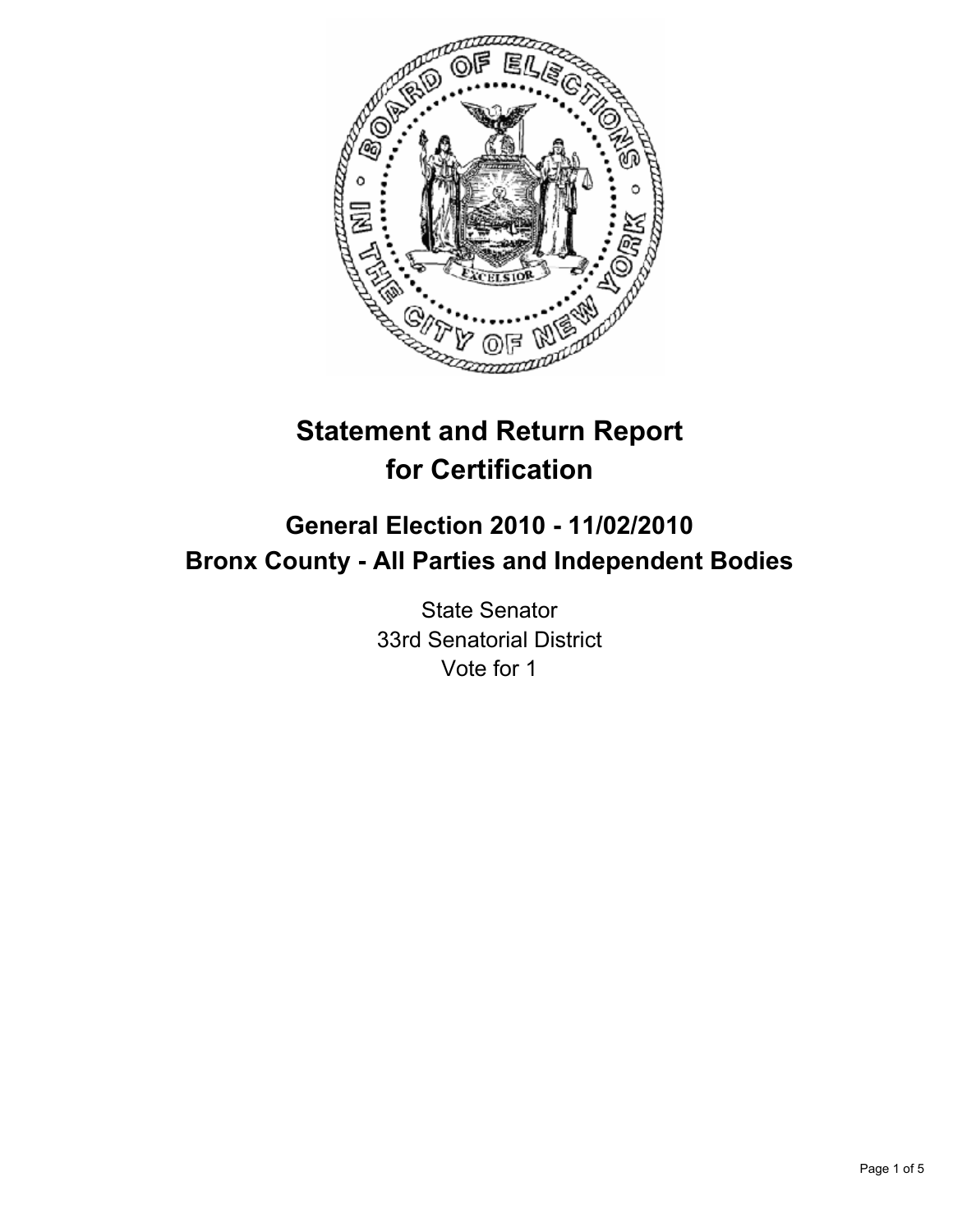# Statement and Return Report for Certification

## General Election 2010 - 11/02/2010
## Bronx County - All Parties and Independent Bodies

State Senator
33rd Senatorial District
Vote for 1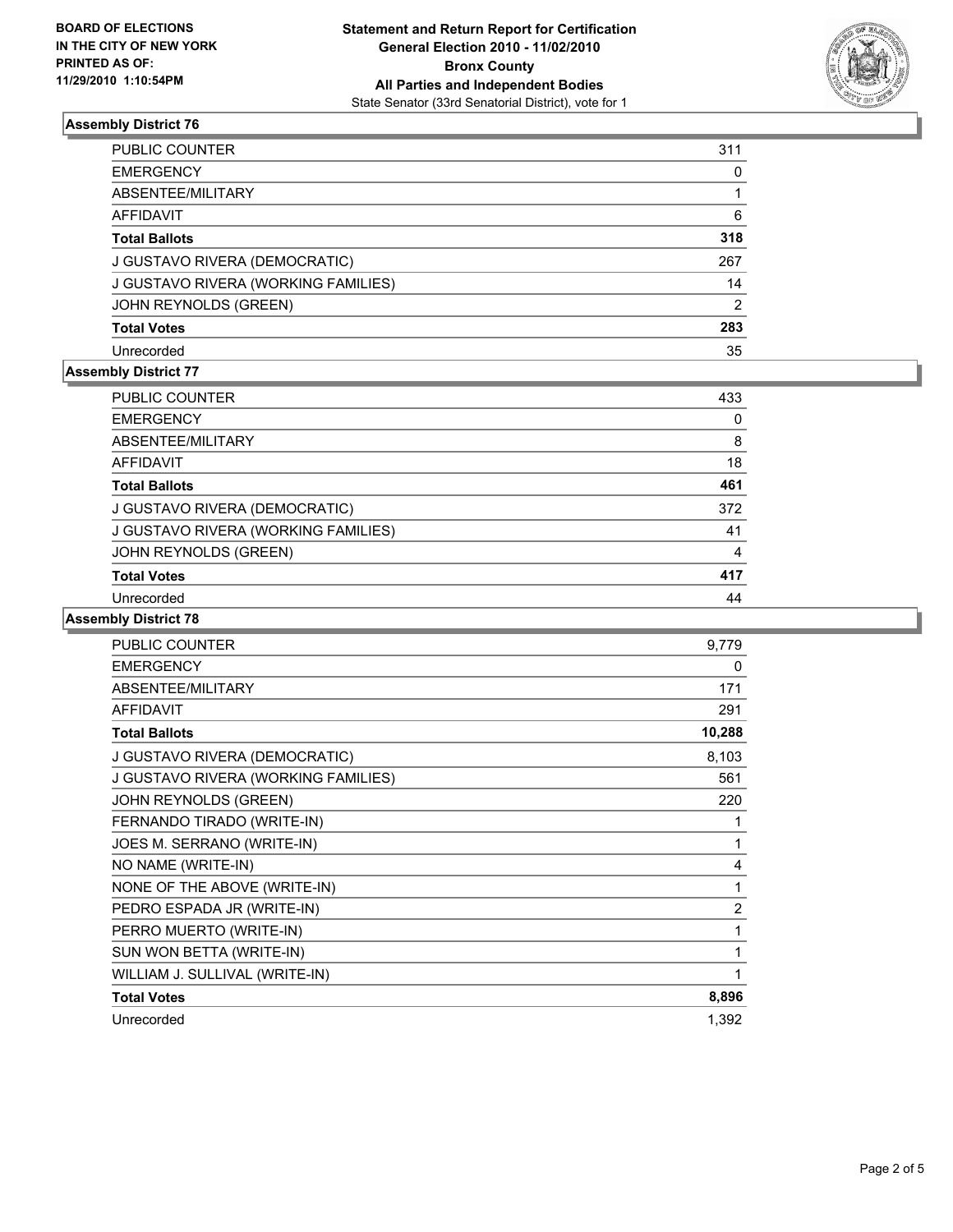BOARD OF ELECTIONS
IN THE CITY OF NEW YORK
PRINTED AS OF:
11/29/2010 1:10:54PM

**Statement and Return Report for Certification**
**General Election 2010 - 11/02/2010**
**Bronx County**
**All Parties and Independent Bodies**
State Senator (33rd Senatorial District), vote for 1

### Assembly District 76

| | |
|---|---|
| PUBLIC COUNTER | 311 |
| EMERGENCY | 0 |
| ABSENTEE/MILITARY | 1 |
| AFFIDAVIT | 6 |
| **Total Ballots** | **318** |
| J GUSTAVO RIVERA (DEMOCRATIC) | 267 |
| J GUSTAVO RIVERA (WORKING FAMILIES) | 14 |
| JOHN REYNOLDS (GREEN) | 2 |
| **Total Votes** | **283** |
| Unrecorded | 35 |

### Assembly District 77

| | |
|---|---|
| PUBLIC COUNTER | 433 |
| EMERGENCY | 0 |
| ABSENTEE/MILITARY | 8 |
| AFFIDAVIT | 18 |
| **Total Ballots** | **461** |
| J GUSTAVO RIVERA (DEMOCRATIC) | 372 |
| J GUSTAVO RIVERA (WORKING FAMILIES) | 41 |
| JOHN REYNOLDS (GREEN) | 4 |
| **Total Votes** | **417** |
| Unrecorded | 44 |

### Assembly District 78

| | |
|---|---|
| PUBLIC COUNTER | 9,779 |
| EMERGENCY | 0 |
| ABSENTEE/MILITARY | 171 |
| AFFIDAVIT | 291 |
| **Total Ballots** | **10,288** |
| J GUSTAVO RIVERA (DEMOCRATIC) | 8,103 |
| J GUSTAVO RIVERA (WORKING FAMILIES) | 561 |
| JOHN REYNOLDS (GREEN) | 220 |
| FERNANDO TIRADO (WRITE-IN) | 1 |
| JOES M. SERRANO (WRITE-IN) | 1 |
| NO NAME (WRITE-IN) | 4 |
| NONE OF THE ABOVE (WRITE-IN) | 1 |
| PEDRO ESPADA JR (WRITE-IN) | 2 |
| PERRO MUERTO (WRITE-IN) | 1 |
| SUN WON BETTA (WRITE-IN) | 1 |
| WILLIAM J. SULLIVAL (WRITE-IN) | 1 |
| **Total Votes** | **8,896** |
| Unrecorded | 1,392 |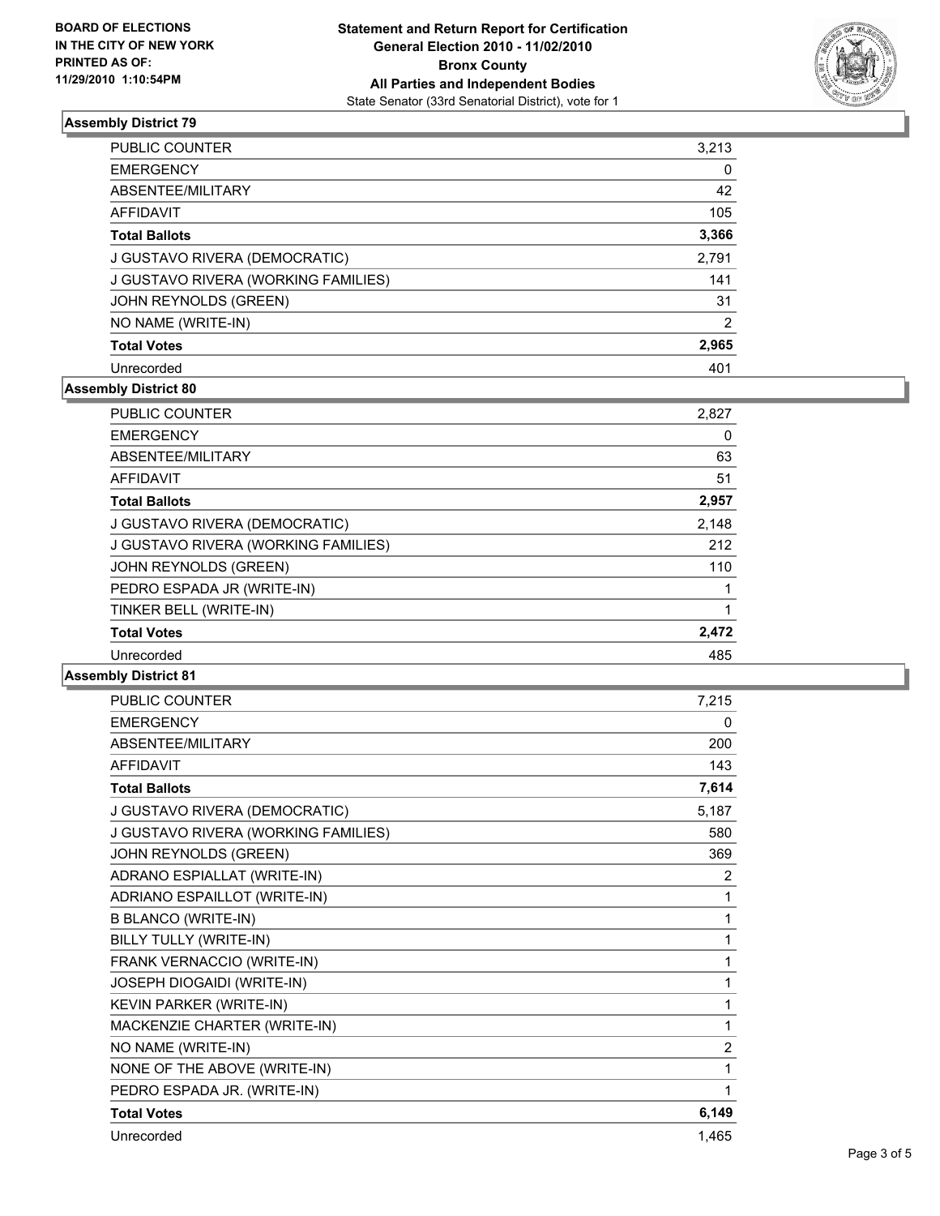BOARD OF ELECTIONS
IN THE CITY OF NEW YORK
PRINTED AS OF:
11/29/2010 1:10:54PM

**Statement and Return Report for Certification**
**General Election 2010 - 11/02/2010**
**Bronx County**
**All Parties and Independent Bodies**
State Senator (33rd Senatorial District), vote for 1

### Assembly District 79

| | |
|---|---|
| PUBLIC COUNTER | 3,213 |
| EMERGENCY | 0 |
| ABSENTEE/MILITARY | 42 |
| AFFIDAVIT | 105 |
| **Total Ballots** | **3,366** |
| J GUSTAVO RIVERA (DEMOCRATIC) | 2,791 |
| J GUSTAVO RIVERA (WORKING FAMILIES) | 141 |
| JOHN REYNOLDS (GREEN) | 31 |
| NO NAME (WRITE-IN) | 2 |
| **Total Votes** | **2,965** |
| Unrecorded | 401 |

### Assembly District 80

| | |
|---|---|
| PUBLIC COUNTER | 2,827 |
| EMERGENCY | 0 |
| ABSENTEE/MILITARY | 63 |
| AFFIDAVIT | 51 |
| **Total Ballots** | **2,957** |
| J GUSTAVO RIVERA (DEMOCRATIC) | 2,148 |
| J GUSTAVO RIVERA (WORKING FAMILIES) | 212 |
| JOHN REYNOLDS (GREEN) | 110 |
| PEDRO ESPADA JR (WRITE-IN) | 1 |
| TINKER BELL (WRITE-IN) | 1 |
| **Total Votes** | **2,472** |
| Unrecorded | 485 |

### Assembly District 81

| | |
|---|---|
| PUBLIC COUNTER | 7,215 |
| EMERGENCY | 0 |
| ABSENTEE/MILITARY | 200 |
| AFFIDAVIT | 143 |
| **Total Ballots** | **7,614** |
| J GUSTAVO RIVERA (DEMOCRATIC) | 5,187 |
| J GUSTAVO RIVERA (WORKING FAMILIES) | 580 |
| JOHN REYNOLDS (GREEN) | 369 |
| ADRANO ESPIALLAT (WRITE-IN) | 2 |
| ADRIANO ESPAILLOT (WRITE-IN) | 1 |
| B BLANCO (WRITE-IN) | 1 |
| BILLY TULLY (WRITE-IN) | 1 |
| FRANK VERNACCIO (WRITE-IN) | 1 |
| JOSEPH DIOGAIDI (WRITE-IN) | 1 |
| KEVIN PARKER (WRITE-IN) | 1 |
| MACKENZIE CHARTER (WRITE-IN) | 1 |
| NO NAME (WRITE-IN) | 2 |
| NONE OF THE ABOVE (WRITE-IN) | 1 |
| PEDRO ESPADA JR. (WRITE-IN) | 1 |
| **Total Votes** | **6,149** |
| Unrecorded | 1,465 |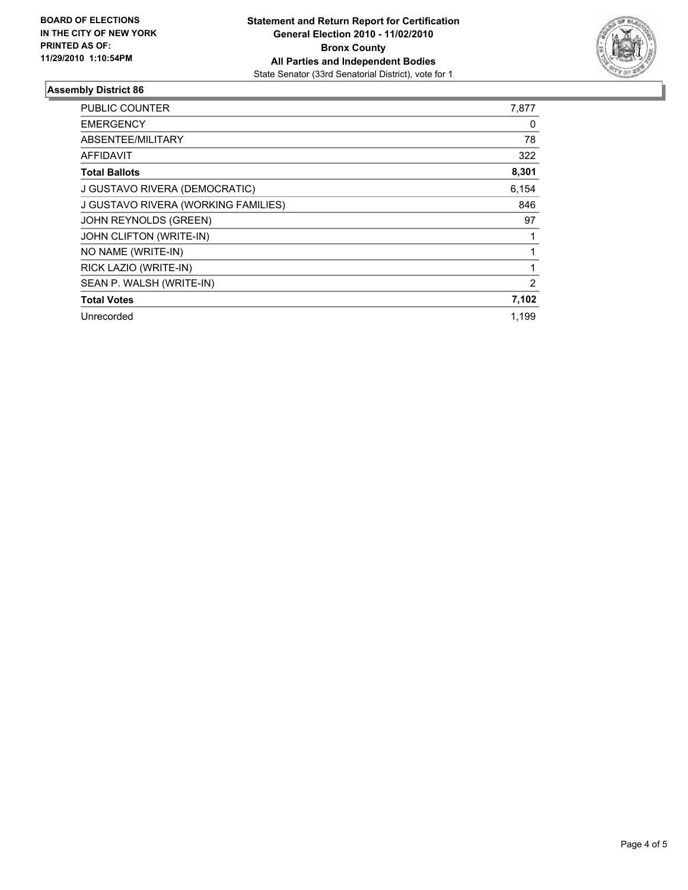**BOARD OF ELECTIONS IN THE CITY OF NEW YORK PRINTED AS OF: 11/29/2010 1:10:54PM**

**Statement and Return Report for Certification General Election 2010 - 11/02/2010 Bronx County All Parties and Independent Bodies**
State Senator (33rd Senatorial District), vote for 1

## Assembly District 86

| | |
|---|---|
| PUBLIC COUNTER | 7,877 |
| EMERGENCY | 0 |
| ABSENTEE/MILITARY | 78 |
| AFFIDAVIT | 322 |
| **Total Ballots** | **8,301** |
| J GUSTAVO RIVERA (DEMOCRATIC) | 6,154 |
| J GUSTAVO RIVERA (WORKING FAMILIES) | 846 |
| JOHN REYNOLDS (GREEN) | 97 |
| JOHN CLIFTON (WRITE-IN) | 1 |
| NO NAME (WRITE-IN) | 1 |
| RICK LAZIO (WRITE-IN) | 1 |
| SEAN P. WALSH (WRITE-IN) | 2 |
| **Total Votes** | **7,102** |
| Unrecorded | 1,199 |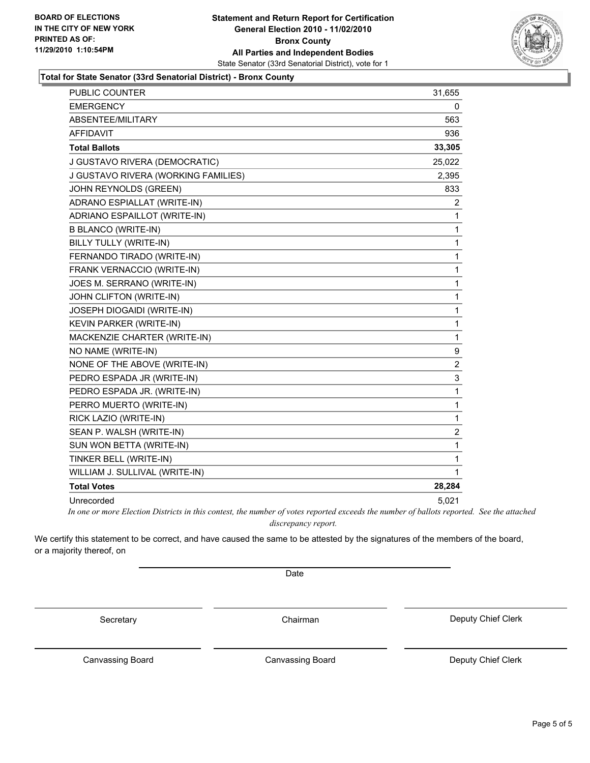**BOARD OF ELECTIONS IN THE CITY OF NEW YORK PRINTED AS OF: 11/29/2010 1:10:54PM**

**Statement and Return Report for Certification**
**General Election 2010 - 11/02/2010**
**Bronx County**
**All Parties and Independent Bodies**
State Senator (33rd Senatorial District), vote for 1

**Total for State Senator (33rd Senatorial District) - Bronx County**

| | |
|---|---|
| PUBLIC COUNTER | 31,655 |
| EMERGENCY | 0 |
| ABSENTEE/MILITARY | 563 |
| AFFIDAVIT | 936 |
| **Total Ballots** | **33,305** |
| J GUSTAVO RIVERA (DEMOCRATIC) | 25,022 |
| J GUSTAVO RIVERA (WORKING FAMILIES) | 2,395 |
| JOHN REYNOLDS (GREEN) | 833 |
| ADRANO ESPIALLAT (WRITE-IN) | 2 |
| ADRIANO ESPAILLOT (WRITE-IN) | 1 |
| B BLANCO (WRITE-IN) | 1 |
| BILLY TULLY (WRITE-IN) | 1 |
| FERNANDO TIRADO (WRITE-IN) | 1 |
| FRANK VERNACCIO (WRITE-IN) | 1 |
| JOES M. SERRANO (WRITE-IN) | 1 |
| JOHN CLIFTON (WRITE-IN) | 1 |
| JOSEPH DIOGAIDI (WRITE-IN) | 1 |
| KEVIN PARKER (WRITE-IN) | 1 |
| MACKENZIE CHARTER (WRITE-IN) | 1 |
| NO NAME (WRITE-IN) | 9 |
| NONE OF THE ABOVE (WRITE-IN) | 2 |
| PEDRO ESPADA JR (WRITE-IN) | 3 |
| PEDRO ESPADA JR. (WRITE-IN) | 1 |
| PERRO MUERTO (WRITE-IN) | 1 |
| RICK LAZIO (WRITE-IN) | 1 |
| SEAN P. WALSH (WRITE-IN) | 2 |
| SUN WON BETTA (WRITE-IN) | 1 |
| TINKER BELL (WRITE-IN) | 1 |
| WILLIAM J. SULLIVAL (WRITE-IN) | 1 |
| **Total Votes** | **28,284** |
| Unrecorded | 5,021 |

*In one or more Election Districts in this contest, the number of votes reported exceeds the number of ballots reported. See the attached discrepancy report.*

We certify this statement to be correct, and have caused the same to be attested by the signatures of the members of the board, or a majority thereof, on

Date

Secretary    Chairman    Deputy Chief Clerk

Canvassing Board    Canvassing Board    Deputy Chief Clerk